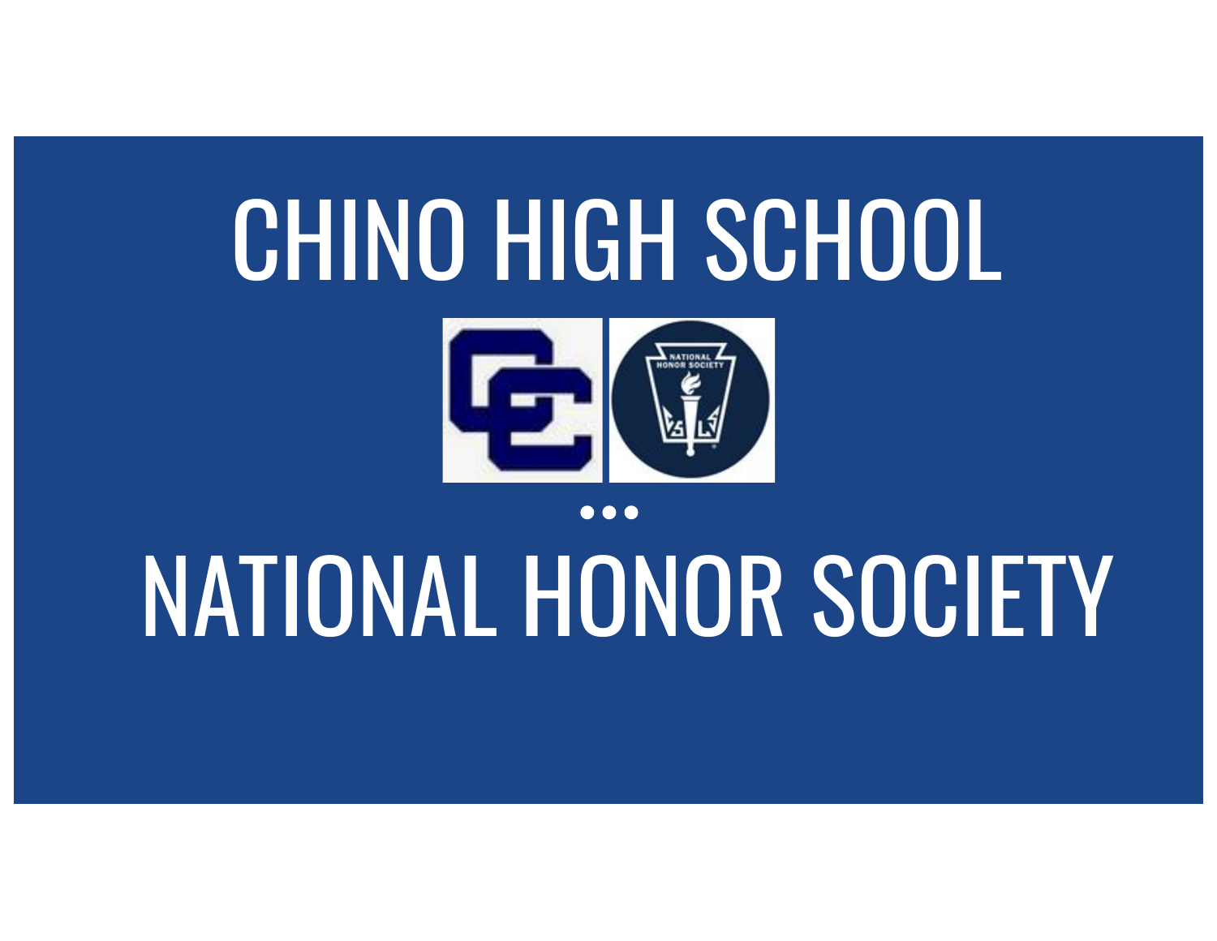# CHINO HIGH SCHOOL

•••

# NATIONAL HONOR SOCIETY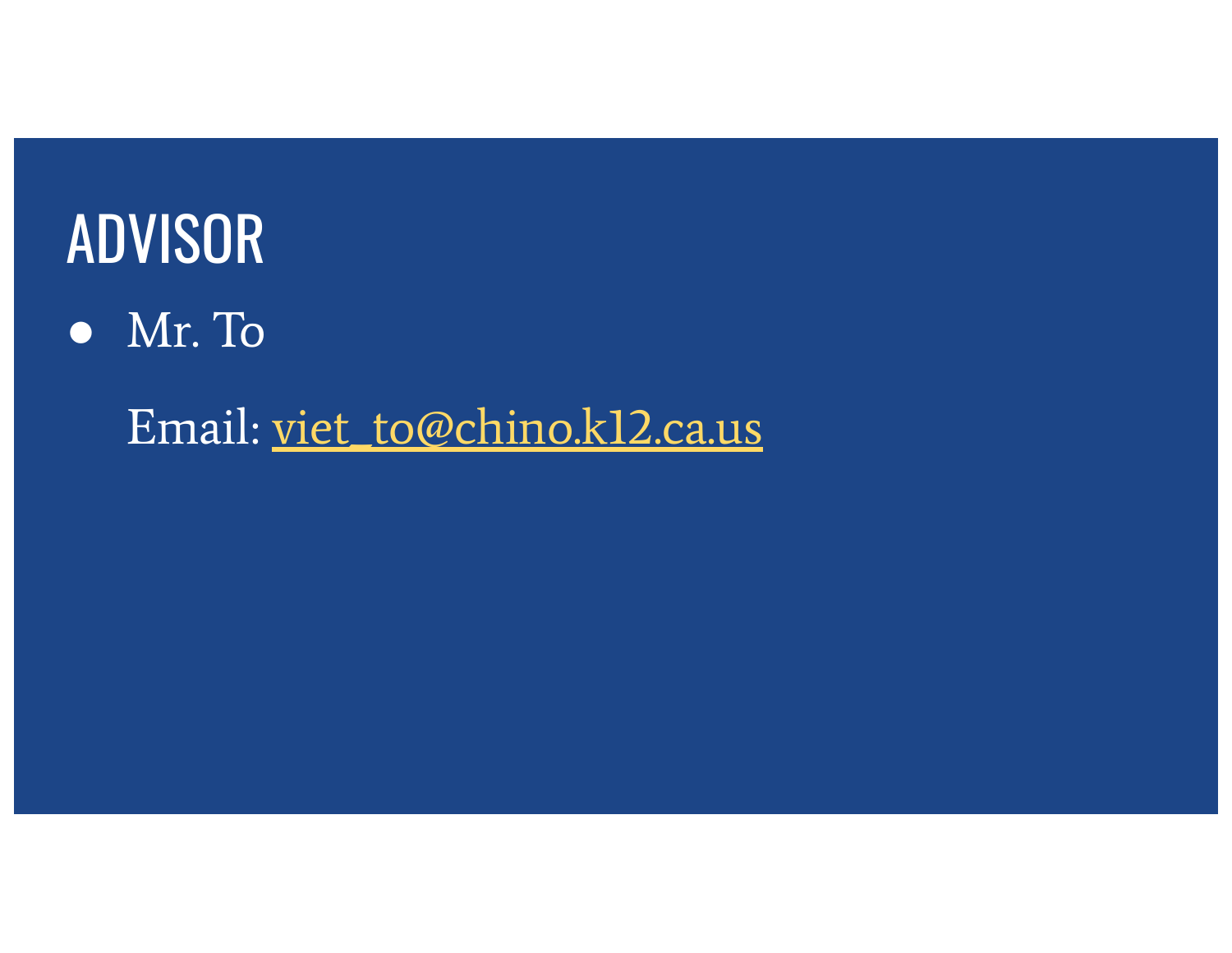# ADVISOR

- Mr. To

  Email: viet_to@chino.k12.ca.us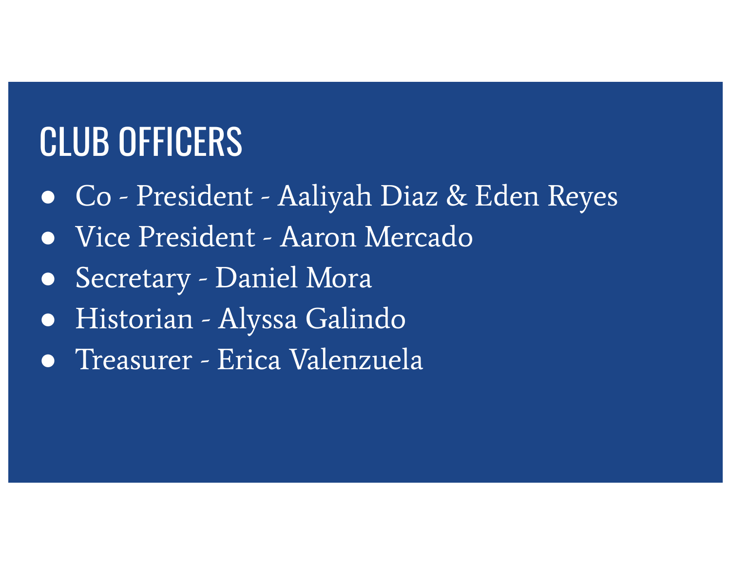# CLUB OFFICERS

- Co - President - Aaliyah Diaz & Eden Reyes
- Vice President - Aaron Mercado
- Secretary - Daniel Mora
- Historian - Alyssa Galindo
- Treasurer - Erica Valenzuela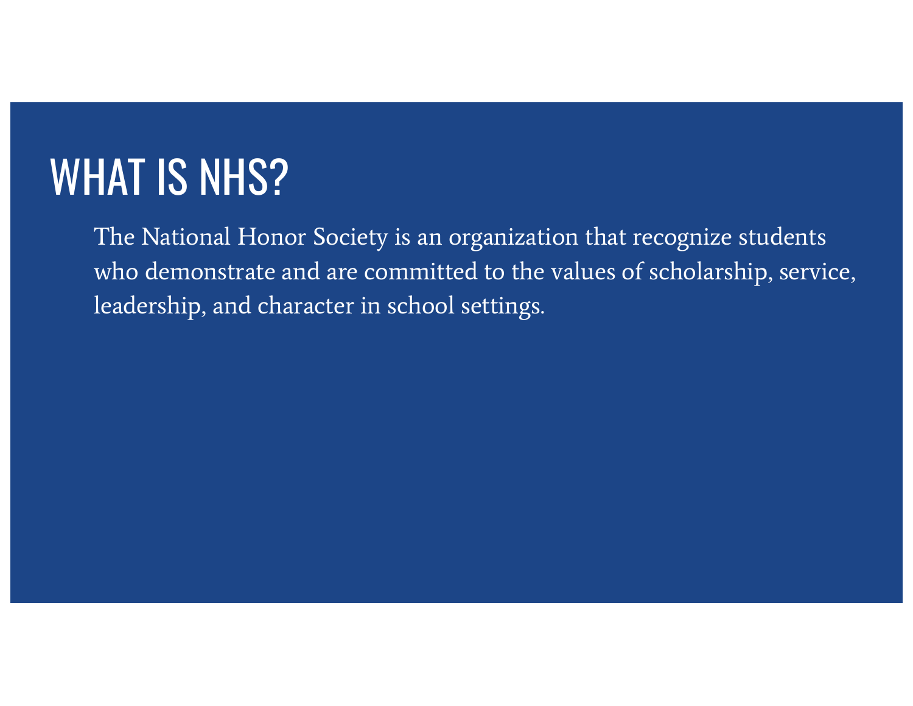# WHAT IS NHS?

The National Honor Society is an organization that recognize students who demonstrate and are committed to the values of scholarship, service, leadership, and character in school settings.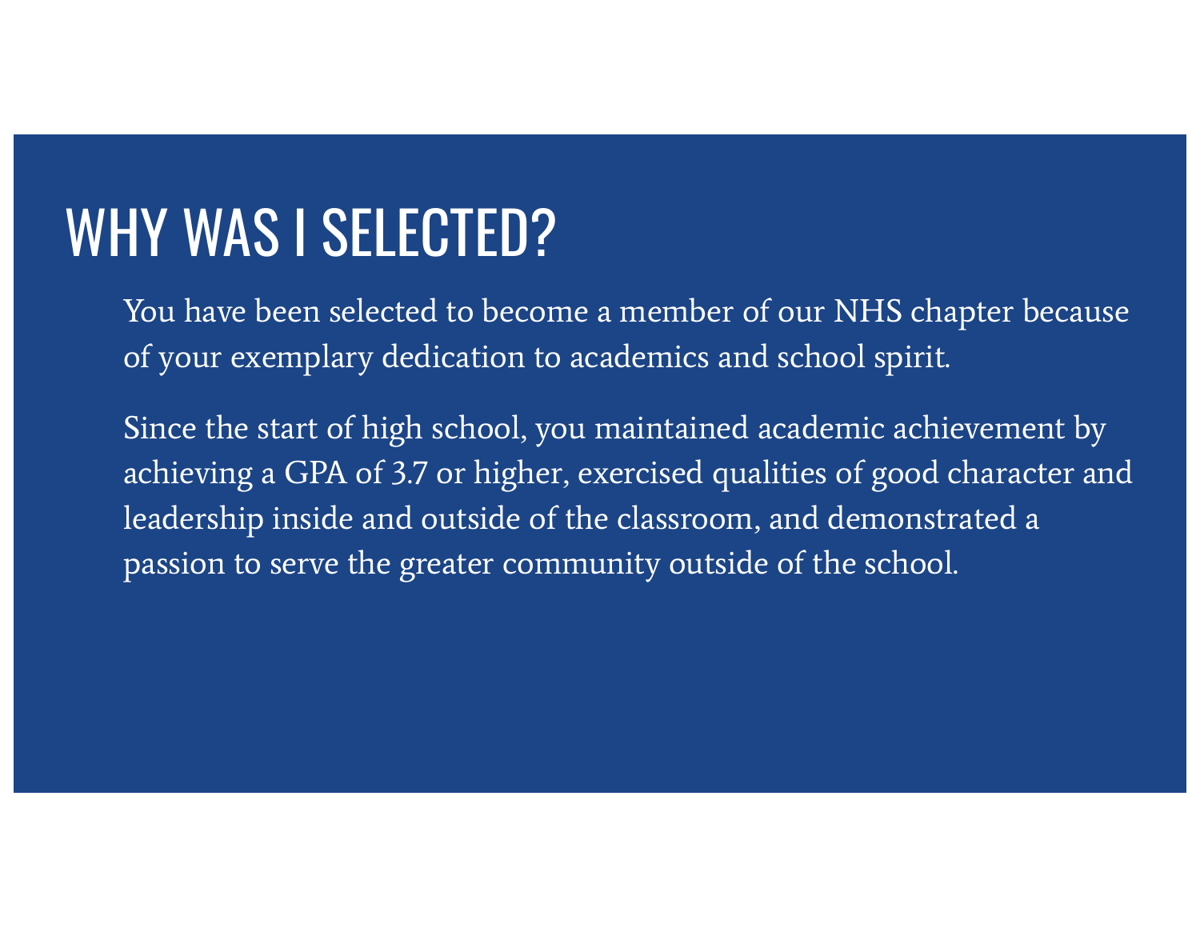# WHY WAS I SELECTED?

You have been selected to become a member of our NHS chapter because of your exemplary dedication to academics and school spirit.

Since the start of high school, you maintained academic achievement by achieving a GPA of 3.7 or higher, exercised qualities of good character and leadership inside and outside of the classroom, and demonstrated a passion to serve the greater community outside of the school.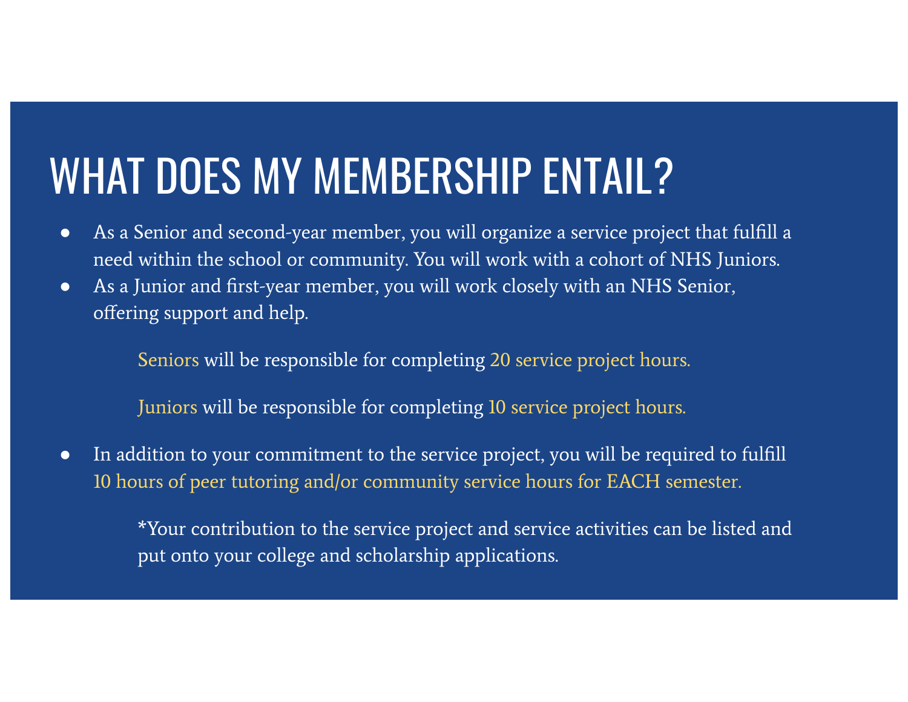# WHAT DOES MY MEMBERSHIP ENTAIL?

- As a Senior and second-year member, you will organize a service project that fulfill a need within the school or community. You will work with a cohort of NHS Juniors.
- As a Junior and first-year member, you will work closely with an NHS Senior, offering support and help.

  Seniors will be responsible for completing 20 service project hours.

  Juniors will be responsible for completing 10 service project hours.

- In addition to your commitment to the service project, you will be required to fulfill 10 hours of peer tutoring and/or community service hours for EACH semester.

  *Your contribution to the service project and service activities can be listed and put onto your college and scholarship applications.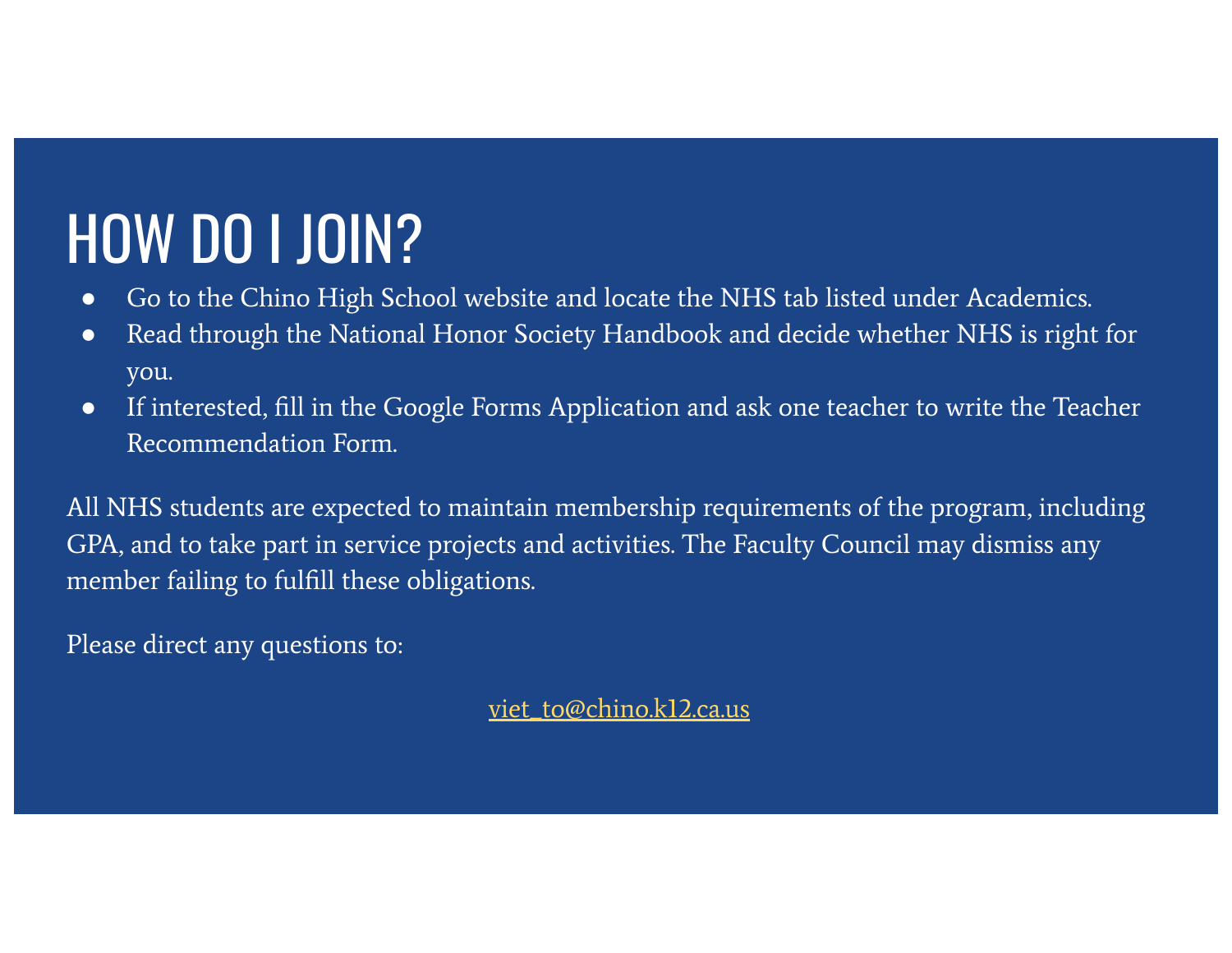# HOW DO I JOIN?

- Go to the Chino High School website and locate the NHS tab listed under Academics.
- Read through the National Honor Society Handbook and decide whether NHS is right for you.
- If interested, fill in the Google Forms Application and ask one teacher to write the Teacher Recommendation Form.

All NHS students are expected to maintain membership requirements of the program, including GPA, and to take part in service projects and activities. The Faculty Council may dismiss any member failing to fulfill these obligations.

Please direct any questions to:

viet_to@chino.k12.ca.us